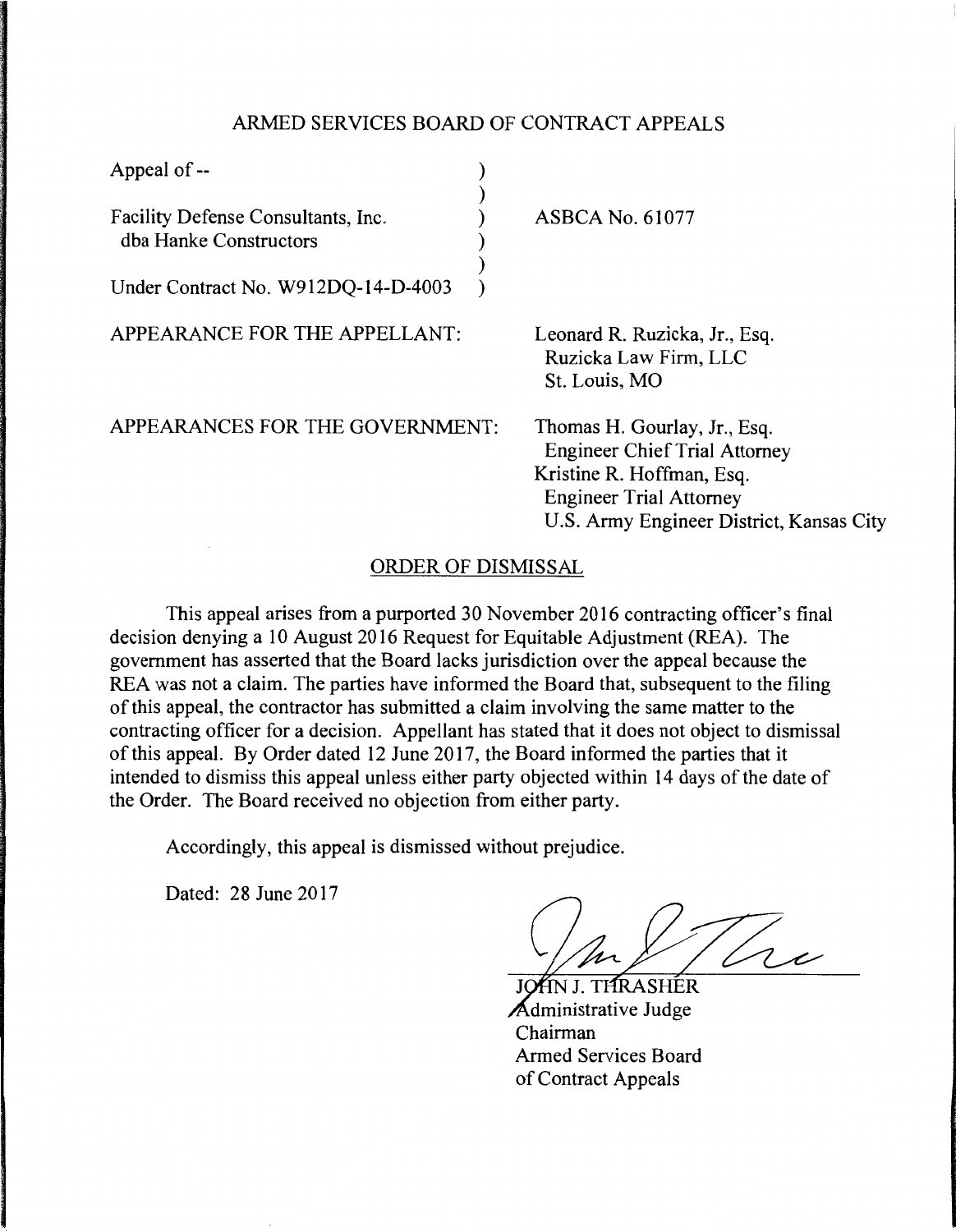ARMED SERVICES BOARD OF CONTRACT APPEALS

| | |
|---|---|
| Appeal of -- | |
| Facility Defense Consultants, Inc. dba Hanke Constructors | ASBCA No. 61077 |
| Under Contract No. W912DQ-14-D-4003 | |

APPEARANCE FOR THE APPELLANT:

Leonard R. Ruzicka, Jr., Esq.
Ruzicka Law Firm, LLC
St. Louis, MO

APPEARANCES FOR THE GOVERNMENT:

Thomas H. Gourlay, Jr., Esq.
Engineer Chief Trial Attorney
Kristine R. Hoffman, Esq.
Engineer Trial Attorney
U.S. Army Engineer District, Kansas City

## ORDER OF DISMISSAL

This appeal arises from a purported 30 November 2016 contracting officer's final decision denying a 10 August 2016 Request for Equitable Adjustment (REA). The government has asserted that the Board lacks jurisdiction over the appeal because the REA was not a claim. The parties have informed the Board that, subsequent to the filing of this appeal, the contractor has submitted a claim involving the same matter to the contracting officer for a decision. Appellant has stated that it does not object to dismissal of this appeal. By Order dated 12 June 2017, the Board informed the parties that it intended to dismiss this appeal unless either party objected within 14 days of the date of the Order. The Board received no objection from either party.

Accordingly, this appeal is dismissed without prejudice.

Dated: 28 June 2017

JOHN J. THRASHER
Administrative Judge
Chairman
Armed Services Board
of Contract Appeals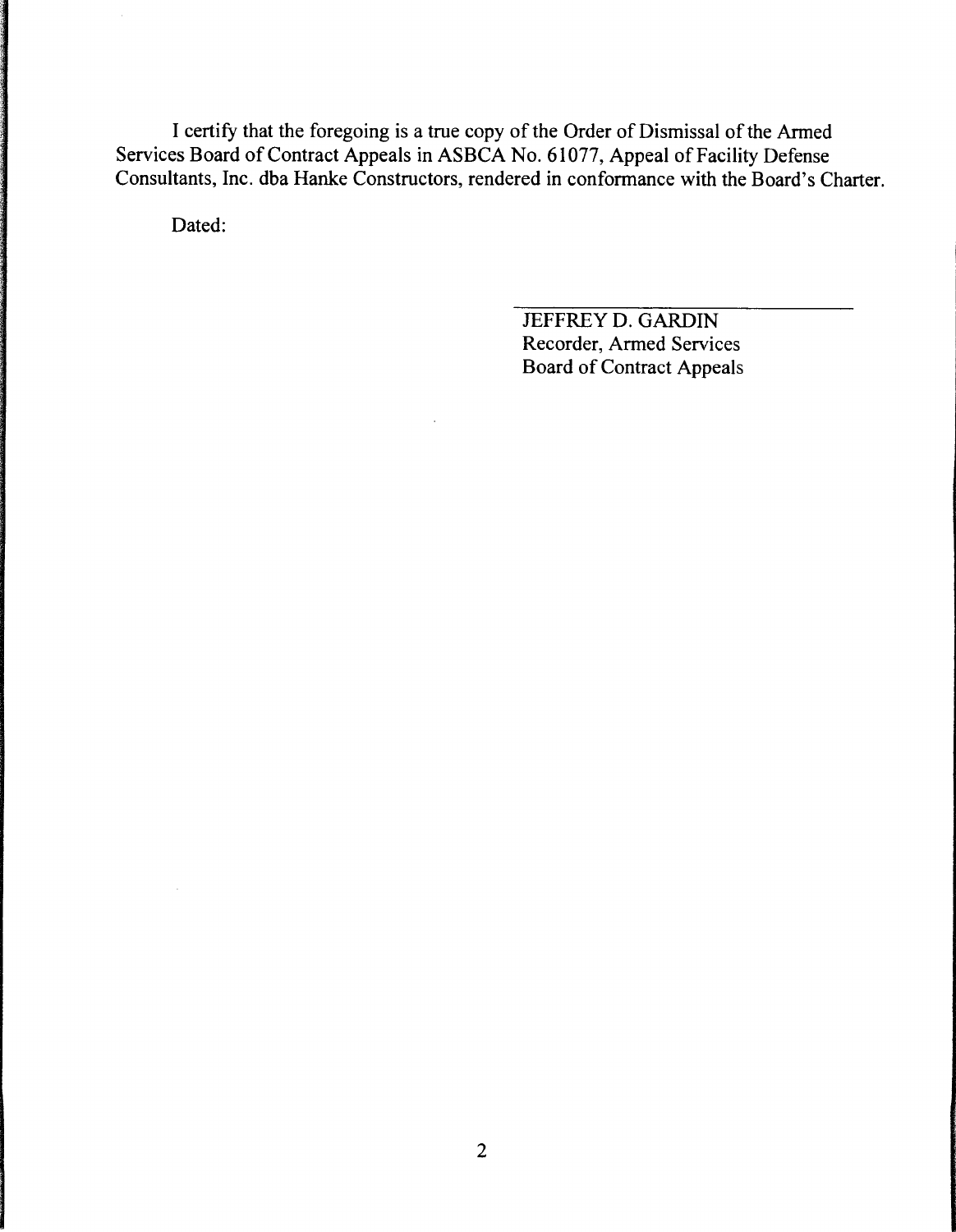I certify that the foregoing is a true copy of the Order of Dismissal of the Armed Services Board of Contract Appeals in ASBCA No. 61077, Appeal of Facility Defense Consultants, Inc. dba Hanke Constructors, rendered in conformance with the Board's Charter.

Dated:

JEFFREY D. GARDIN
Recorder, Armed Services
Board of Contract Appeals